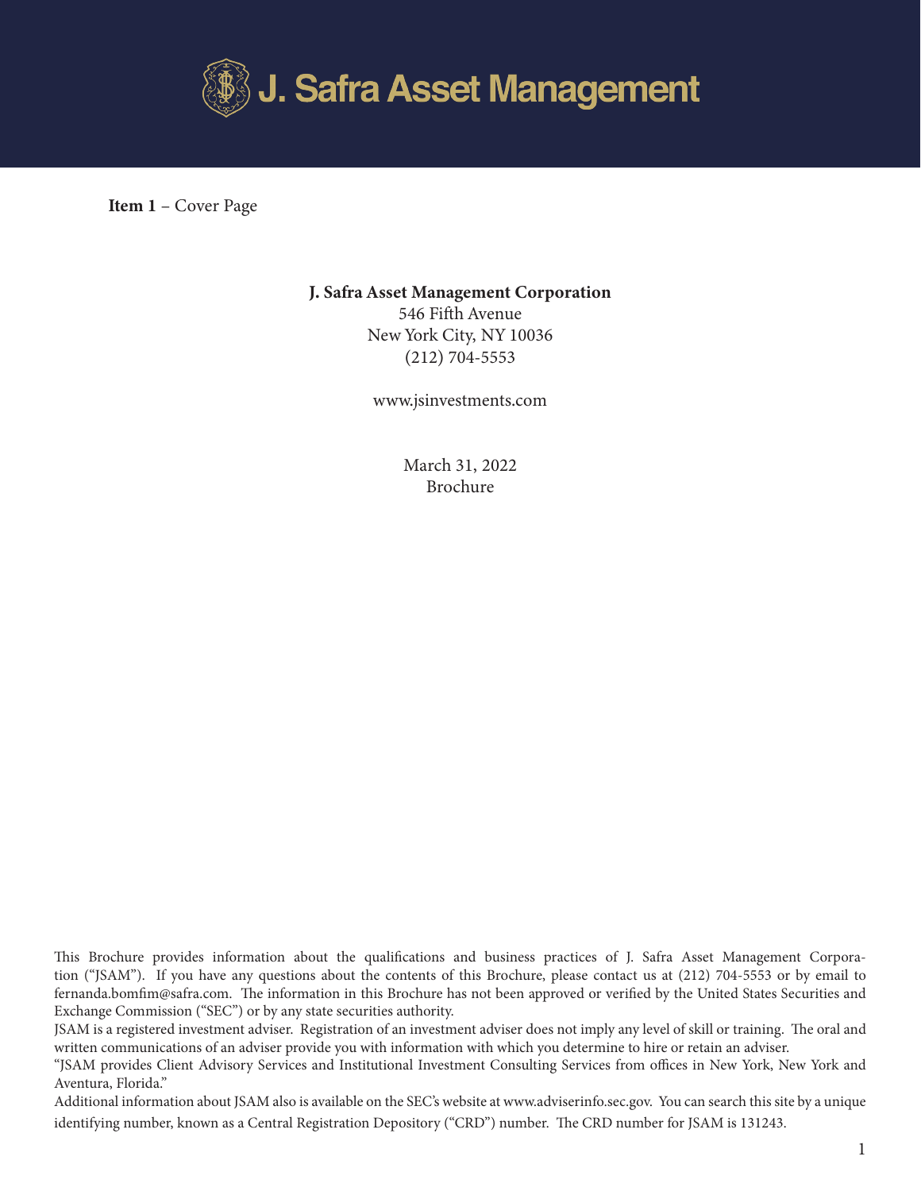J. Safra Asset Management

**Item 1** – Cover Page

**J. Safra Asset Management Corporation**
546 Fifth Avenue
New York City, NY 10036
(212) 704-5553

www.jsinvestments.com

March 31, 2022
Brochure

This Brochure provides information about the qualifications and business practices of J. Safra Asset Management Corporation ("JSAM"). If you have any questions about the contents of this Brochure, please contact us at (212) 704-5553 or by email to fernanda.bomfim@safra.com. The information in this Brochure has not been approved or verified by the United States Securities and Exchange Commission ("SEC") or by any state securities authority.

JSAM is a registered investment adviser. Registration of an investment adviser does not imply any level of skill or training. The oral and written communications of an adviser provide you with information with which you determine to hire or retain an adviser.

"JSAM provides Client Advisory Services and Institutional Investment Consulting Services from offices in New York, New York and Aventura, Florida."

Additional information about JSAM also is available on the SEC's website at www.adviserinfo.sec.gov. You can search this site by a unique identifying number, known as a Central Registration Depository ("CRD") number. The CRD number for JSAM is 131243.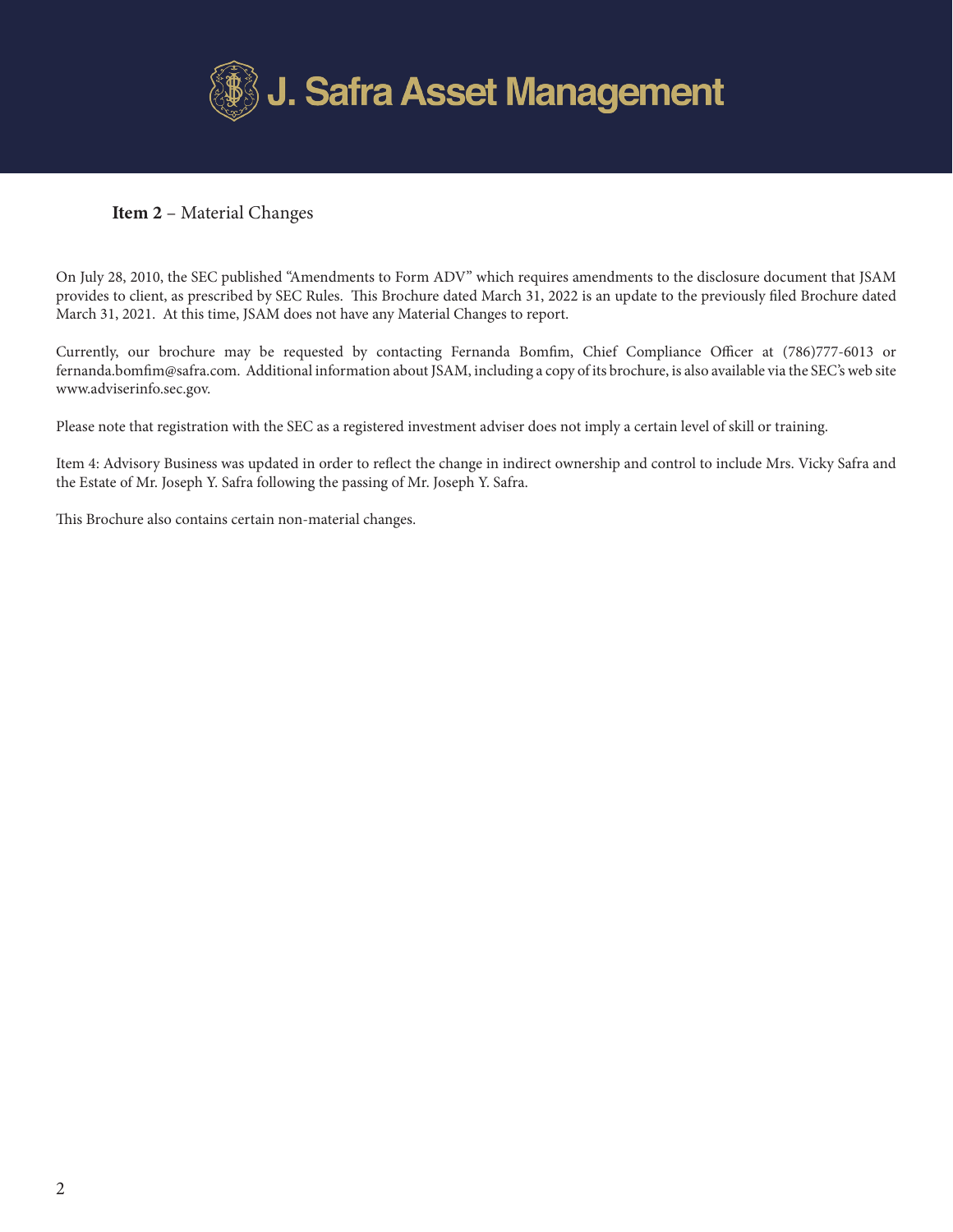**Item 2** – Material Changes

On July 28, 2010, the SEC published "Amendments to Form ADV" which requires amendments to the disclosure document that JSAM provides to client, as prescribed by SEC Rules. This Brochure dated March 31, 2022 is an update to the previously filed Brochure dated March 31, 2021. At this time, JSAM does not have any Material Changes to report.

Currently, our brochure may be requested by contacting Fernanda Bomfim, Chief Compliance Officer at (786)777-6013 or fernanda.bomfim@safra.com. Additional information about JSAM, including a copy of its brochure, is also available via the SEC's web site www.adviserinfo.sec.gov.

Please note that registration with the SEC as a registered investment adviser does not imply a certain level of skill or training.

Item 4: Advisory Business was updated in order to reflect the change in indirect ownership and control to include Mrs. Vicky Safra and the Estate of Mr. Joseph Y. Safra following the passing of Mr. Joseph Y. Safra.

This Brochure also contains certain non-material changes.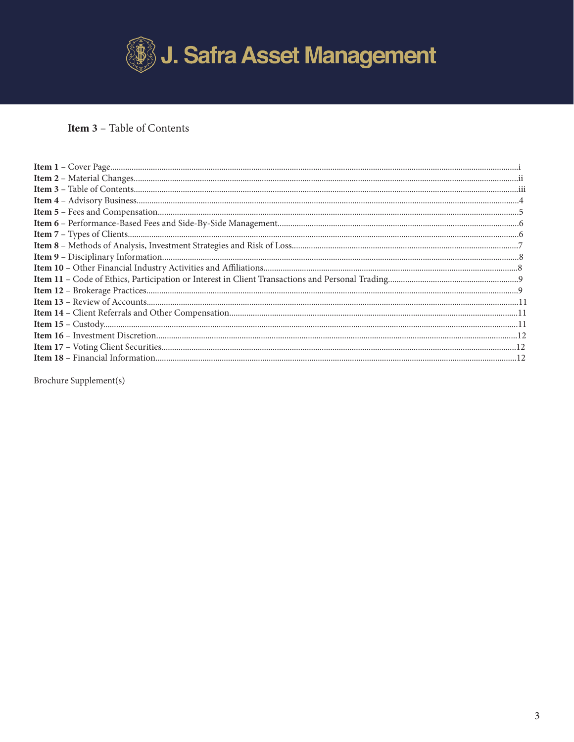J. Safra Asset Management

## Item 3 – Table of Contents

**Item 1** – Cover Page....i
**Item 2** – Material Changes....ii
**Item 3** – Table of Contents....iii
**Item 4** – Advisory Business....4
**Item 5** – Fees and Compensation....5
**Item 6** – Performance-Based Fees and Side-By-Side Management....6
**Item 7** – Types of Clients....6
**Item 8** – Methods of Analysis, Investment Strategies and Risk of Loss....7
**Item 9** – Disciplinary Information....8
**Item 10** – Other Financial Industry Activities and Affiliations....8
**Item 11** – Code of Ethics, Participation or Interest in Client Transactions and Personal Trading....9
**Item 12** – Brokerage Practices....9
**Item 13** – Review of Accounts....11
**Item 14** – Client Referrals and Other Compensation....11
**Item 15** – Custody....11
**Item 16** – Investment Discretion....12
**Item 17** – Voting Client Securities....12
**Item 18** – Financial Information....12

Brochure Supplement(s)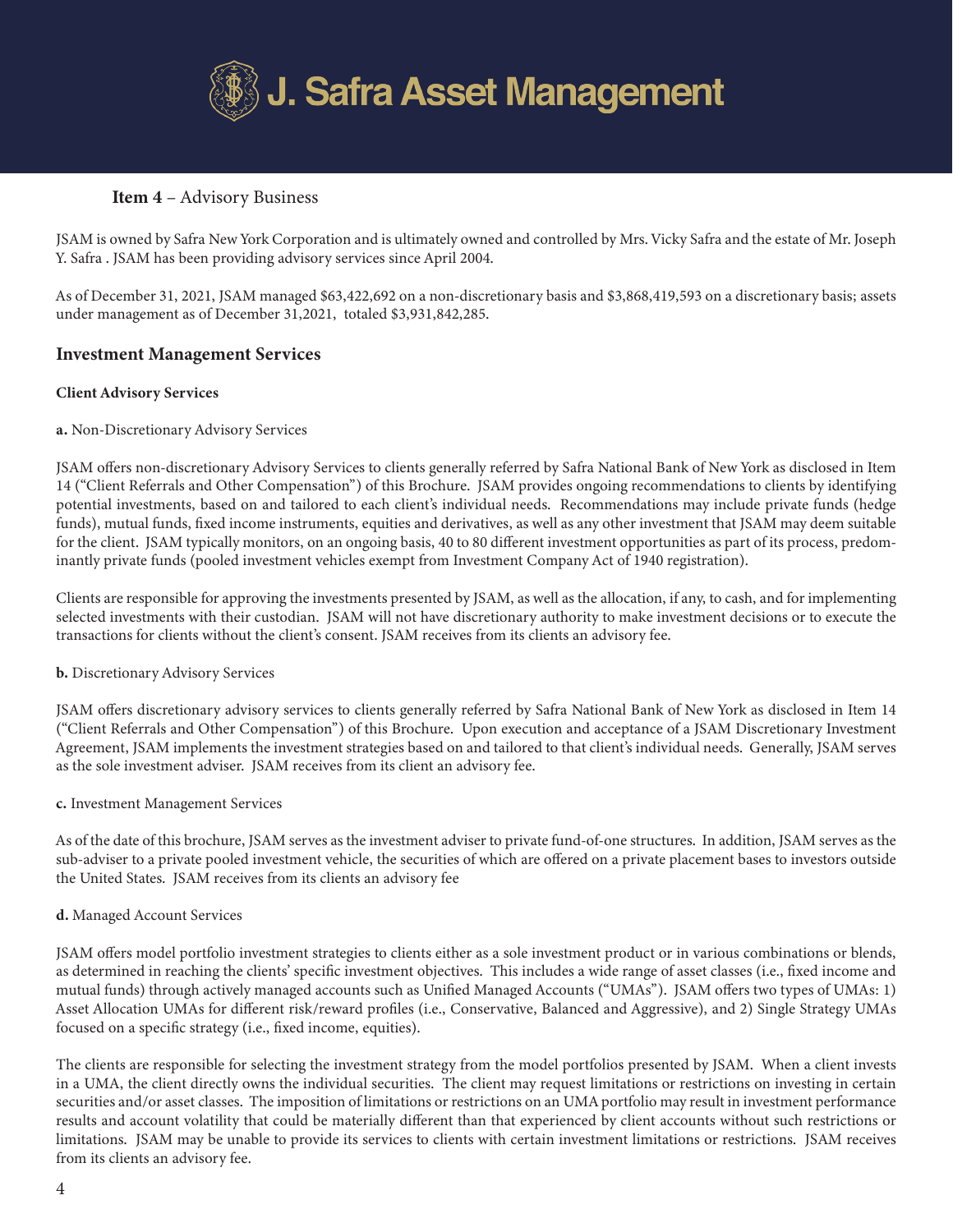## Item 4 – Advisory Business

JSAM is owned by Safra New York Corporation and is ultimately owned and controlled by Mrs. Vicky Safra and the estate of Mr. Joseph Y. Safra . JSAM has been providing advisory services since April 2004.

As of December 31, 2021, JSAM managed $63,422,692 on a non-discretionary basis and $3,868,419,593 on a discretionary basis; assets under management as of December 31,2021, totaled $3,931,842,285.

## Investment Management Services

### Client Advisory Services

**a.** Non-Discretionary Advisory Services

JSAM offers non-discretionary Advisory Services to clients generally referred by Safra National Bank of New York as disclosed in Item 14 ("Client Referrals and Other Compensation") of this Brochure. JSAM provides ongoing recommendations to clients by identifying potential investments, based on and tailored to each client's individual needs. Recommendations may include private funds (hedge funds), mutual funds, fixed income instruments, equities and derivatives, as well as any other investment that JSAM may deem suitable for the client. JSAM typically monitors, on an ongoing basis, 40 to 80 different investment opportunities as part of its process, predominantly private funds (pooled investment vehicles exempt from Investment Company Act of 1940 registration).

Clients are responsible for approving the investments presented by JSAM, as well as the allocation, if any, to cash, and for implementing selected investments with their custodian. JSAM will not have discretionary authority to make investment decisions or to execute the transactions for clients without the client's consent. JSAM receives from its clients an advisory fee.

**b.** Discretionary Advisory Services

JSAM offers discretionary advisory services to clients generally referred by Safra National Bank of New York as disclosed in Item 14 ("Client Referrals and Other Compensation") of this Brochure. Upon execution and acceptance of a JSAM Discretionary Investment Agreement, JSAM implements the investment strategies based on and tailored to that client's individual needs. Generally, JSAM serves as the sole investment adviser. JSAM receives from its client an advisory fee.

**c.** Investment Management Services

As of the date of this brochure, JSAM serves as the investment adviser to private fund-of-one structures. In addition, JSAM serves as the sub-adviser to a private pooled investment vehicle, the securities of which are offered on a private placement bases to investors outside the United States. JSAM receives from its clients an advisory fee

**d.** Managed Account Services

JSAM offers model portfolio investment strategies to clients either as a sole investment product or in various combinations or blends, as determined in reaching the clients' specific investment objectives. This includes a wide range of asset classes (i.e., fixed income and mutual funds) through actively managed accounts such as Unified Managed Accounts ("UMAs"). JSAM offers two types of UMAs: 1) Asset Allocation UMAs for different risk/reward profiles (i.e., Conservative, Balanced and Aggressive), and 2) Single Strategy UMAs focused on a specific strategy (i.e., fixed income, equities).

The clients are responsible for selecting the investment strategy from the model portfolios presented by JSAM. When a client invests in a UMA, the client directly owns the individual securities. The client may request limitations or restrictions on investing in certain securities and/or asset classes. The imposition of limitations or restrictions on an UMA portfolio may result in investment performance results and account volatility that could be materially different than that experienced by client accounts without such restrictions or limitations. JSAM may be unable to provide its services to clients with certain investment limitations or restrictions. JSAM receives from its clients an advisory fee.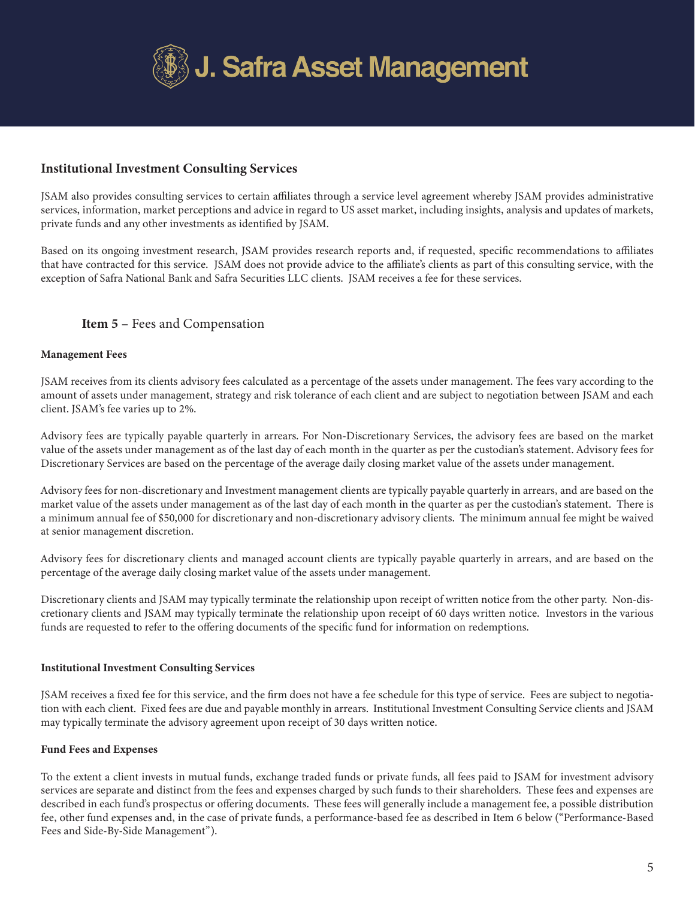## Institutional Investment Consulting Services

JSAM also provides consulting services to certain affiliates through a service level agreement whereby JSAM provides administrative services, information, market perceptions and advice in regard to US asset market, including insights, analysis and updates of markets, private funds and any other investments as identified by JSAM.

Based on its ongoing investment research, JSAM provides research reports and, if requested, specific recommendations to affiliates that have contracted for this service. JSAM does not provide advice to the affiliate's clients as part of this consulting service, with the exception of Safra National Bank and Safra Securities LLC clients. JSAM receives a fee for these services.

## **Item 5** – Fees and Compensation

### Management Fees

JSAM receives from its clients advisory fees calculated as a percentage of the assets under management. The fees vary according to the amount of assets under management, strategy and risk tolerance of each client and are subject to negotiation between JSAM and each client. JSAM's fee varies up to 2%.

Advisory fees are typically payable quarterly in arrears. For Non-Discretionary Services, the advisory fees are based on the market value of the assets under management as of the last day of each month in the quarter as per the custodian's statement. Advisory fees for Discretionary Services are based on the percentage of the average daily closing market value of the assets under management.

Advisory fees for non-discretionary and Investment management clients are typically payable quarterly in arrears, and are based on the market value of the assets under management as of the last day of each month in the quarter as per the custodian's statement. There is a minimum annual fee of $50,000 for discretionary and non-discretionary advisory clients. The minimum annual fee might be waived at senior management discretion.

Advisory fees for discretionary clients and managed account clients are typically payable quarterly in arrears, and are based on the percentage of the average daily closing market value of the assets under management.

Discretionary clients and JSAM may typically terminate the relationship upon receipt of written notice from the other party. Non-discretionary clients and JSAM may typically terminate the relationship upon receipt of 60 days written notice. Investors in the various funds are requested to refer to the offering documents of the specific fund for information on redemptions.

### Institutional Investment Consulting Services

JSAM receives a fixed fee for this service, and the firm does not have a fee schedule for this type of service. Fees are subject to negotiation with each client. Fixed fees are due and payable monthly in arrears. Institutional Investment Consulting Service clients and JSAM may typically terminate the advisory agreement upon receipt of 30 days written notice.

### Fund Fees and Expenses

To the extent a client invests in mutual funds, exchange traded funds or private funds, all fees paid to JSAM for investment advisory services are separate and distinct from the fees and expenses charged by such funds to their shareholders. These fees and expenses are described in each fund's prospectus or offering documents. These fees will generally include a management fee, a possible distribution fee, other fund expenses and, in the case of private funds, a performance-based fee as described in Item 6 below ("Performance-Based Fees and Side-By-Side Management").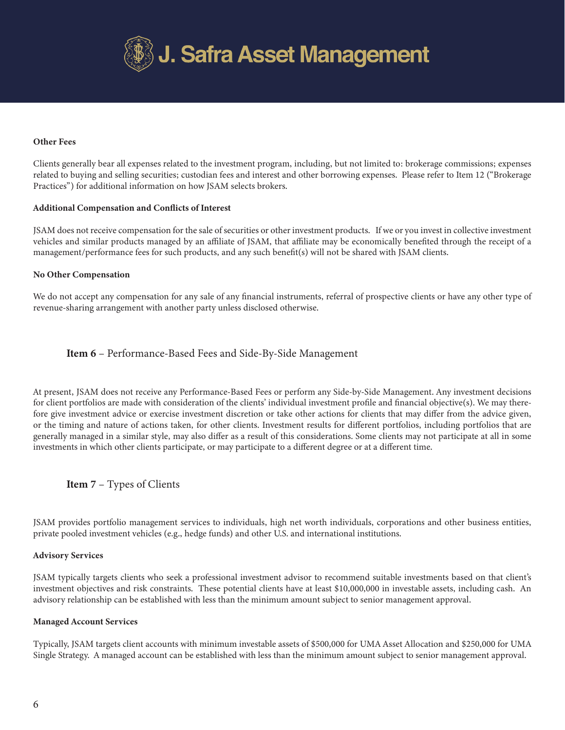### Other Fees

Clients generally bear all expenses related to the investment program, including, but not limited to: brokerage commissions; expenses related to buying and selling securities; custodian fees and interest and other borrowing expenses. Please refer to Item 12 ("Brokerage Practices") for additional information on how JSAM selects brokers.

### Additional Compensation and Conflicts of Interest

JSAM does not receive compensation for the sale of securities or other investment products. If we or you invest in collective investment vehicles and similar products managed by an affiliate of JSAM, that affiliate may be economically benefited through the receipt of a management/performance fees for such products, and any such benefit(s) will not be shared with JSAM clients.

### No Other Compensation

We do not accept any compensation for any sale of any financial instruments, referral of prospective clients or have any other type of revenue-sharing arrangement with another party unless disclosed otherwise.

## **Item 6** – Performance-Based Fees and Side-By-Side Management

At present, JSAM does not receive any Performance-Based Fees or perform any Side-by-Side Management. Any investment decisions for client portfolios are made with consideration of the clients' individual investment profile and financial objective(s). We may therefore give investment advice or exercise investment discretion or take other actions for clients that may differ from the advice given, or the timing and nature of actions taken, for other clients. Investment results for different portfolios, including portfolios that are generally managed in a similar style, may also differ as a result of this considerations. Some clients may not participate at all in some investments in which other clients participate, or may participate to a different degree or at a different time.

## **Item 7** – Types of Clients

JSAM provides portfolio management services to individuals, high net worth individuals, corporations and other business entities, private pooled investment vehicles (e.g., hedge funds) and other U.S. and international institutions.

### Advisory Services

JSAM typically targets clients who seek a professional investment advisor to recommend suitable investments based on that client's investment objectives and risk constraints. These potential clients have at least $10,000,000 in investable assets, including cash. An advisory relationship can be established with less than the minimum amount subject to senior management approval.

### Managed Account Services

Typically, JSAM targets client accounts with minimum investable assets of $500,000 for UMA Asset Allocation and $250,000 for UMA Single Strategy. A managed account can be established with less than the minimum amount subject to senior management approval.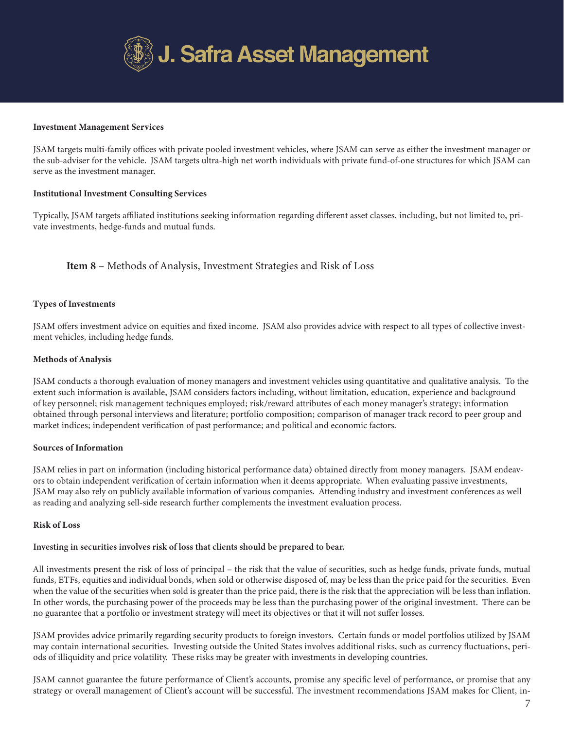**Investment Management Services**

JSAM targets multi-family offices with private pooled investment vehicles, where JSAM can serve as either the investment manager or the sub-adviser for the vehicle. JSAM targets ultra-high net worth individuals with private fund-of-one structures for which JSAM can serve as the investment manager.

**Institutional Investment Consulting Services**

Typically, JSAM targets affiliated institutions seeking information regarding different asset classes, including, but not limited to, private investments, hedge-funds and mutual funds.

## **Item 8** – Methods of Analysis, Investment Strategies and Risk of Loss

**Types of Investments**

JSAM offers investment advice on equities and fixed income. JSAM also provides advice with respect to all types of collective investment vehicles, including hedge funds.

**Methods of Analysis**

JSAM conducts a thorough evaluation of money managers and investment vehicles using quantitative and qualitative analysis. To the extent such information is available, JSAM considers factors including, without limitation, education, experience and background of key personnel; risk management techniques employed; risk/reward attributes of each money manager's strategy; information obtained through personal interviews and literature; portfolio composition; comparison of manager track record to peer group and market indices; independent verification of past performance; and political and economic factors.

**Sources of Information**

JSAM relies in part on information (including historical performance data) obtained directly from money managers. JSAM endeavors to obtain independent verification of certain information when it deems appropriate. When evaluating passive investments, JSAM may also rely on publicly available information of various companies. Attending industry and investment conferences as well as reading and analyzing sell-side research further complements the investment evaluation process.

**Risk of Loss**

**Investing in securities involves risk of loss that clients should be prepared to bear.**

All investments present the risk of loss of principal – the risk that the value of securities, such as hedge funds, private funds, mutual funds, ETFs, equities and individual bonds, when sold or otherwise disposed of, may be less than the price paid for the securities. Even when the value of the securities when sold is greater than the price paid, there is the risk that the appreciation will be less than inflation. In other words, the purchasing power of the proceeds may be less than the purchasing power of the original investment. There can be no guarantee that a portfolio or investment strategy will meet its objectives or that it will not suffer losses.

JSAM provides advice primarily regarding security products to foreign investors. Certain funds or model portfolios utilized by JSAM may contain international securities. Investing outside the United States involves additional risks, such as currency fluctuations, periods of illiquidity and price volatility. These risks may be greater with investments in developing countries.

JSAM cannot guarantee the future performance of Client's accounts, promise any specific level of performance, or promise that any strategy or overall management of Client's account will be successful. The investment recommendations JSAM makes for Client, in-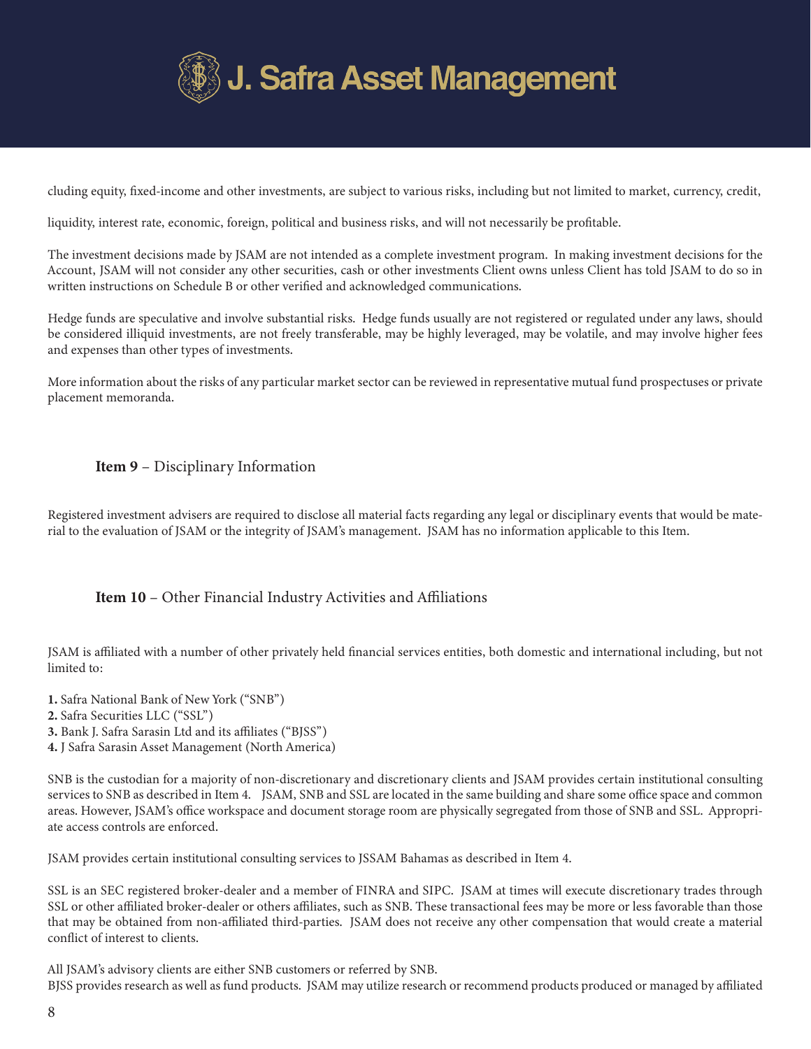cluding equity, fixed-income and other investments, are subject to various risks, including but not limited to market, currency, credit, liquidity, interest rate, economic, foreign, political and business risks, and will not necessarily be profitable.

The investment decisions made by JSAM are not intended as a complete investment program. In making investment decisions for the Account, JSAM will not consider any other securities, cash or other investments Client owns unless Client has told JSAM to do so in written instructions on Schedule B or other verified and acknowledged communications.

Hedge funds are speculative and involve substantial risks. Hedge funds usually are not registered or regulated under any laws, should be considered illiquid investments, are not freely transferable, may be highly leveraged, may be volatile, and may involve higher fees and expenses than other types of investments.

More information about the risks of any particular market sector can be reviewed in representative mutual fund prospectuses or private placement memoranda.

## **Item 9** – Disciplinary Information

Registered investment advisers are required to disclose all material facts regarding any legal or disciplinary events that would be material to the evaluation of JSAM or the integrity of JSAM's management. JSAM has no information applicable to this Item.

## **Item 10** – Other Financial Industry Activities and Affiliations

JSAM is affiliated with a number of other privately held financial services entities, both domestic and international including, but not limited to:

**1.** Safra National Bank of New York ("SNB")
**2.** Safra Securities LLC ("SSL")
**3.** Bank J. Safra Sarasin Ltd and its affiliates ("BJSS")
**4.** J Safra Sarasin Asset Management (North America)

SNB is the custodian for a majority of non-discretionary and discretionary clients and JSAM provides certain institutional consulting services to SNB as described in Item 4. JSAM, SNB and SSL are located in the same building and share some office space and common areas. However, JSAM's office workspace and document storage room are physically segregated from those of SNB and SSL. Appropriate access controls are enforced.

JSAM provides certain institutional consulting services to JSSAM Bahamas as described in Item 4.

SSL is an SEC registered broker-dealer and a member of FINRA and SIPC. JSAM at times will execute discretionary trades through SSL or other affiliated broker-dealer or others affiliates, such as SNB. These transactional fees may be more or less favorable than those that may be obtained from non-affiliated third-parties. JSAM does not receive any other compensation that would create a material conflict of interest to clients.

All JSAM's advisory clients are either SNB customers or referred by SNB.
BJSS provides research as well as fund products. JSAM may utilize research or recommend products produced or managed by affiliated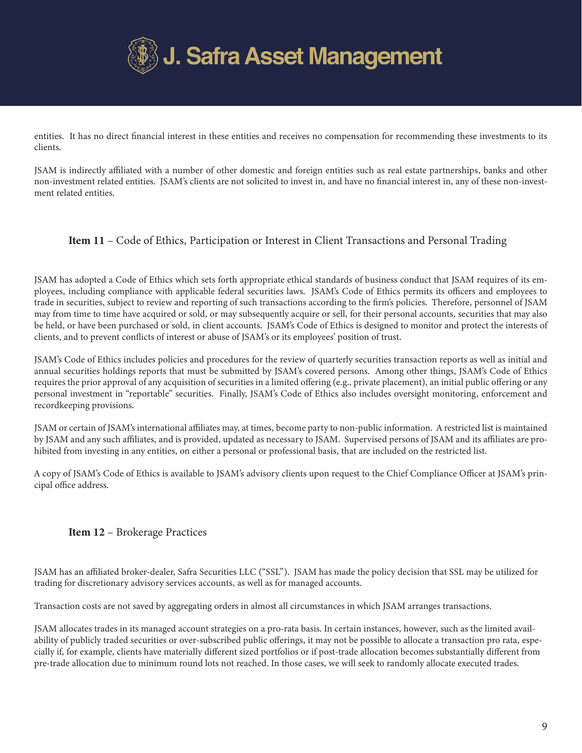entities. It has no direct financial interest in these entities and receives no compensation for recommending these investments to its clients.

JSAM is indirectly affiliated with a number of other domestic and foreign entities such as real estate partnerships, banks and other non-investment related entities. JSAM's clients are not solicited to invest in, and have no financial interest in, any of these non-investment related entities.

## **Item 11** – Code of Ethics, Participation or Interest in Client Transactions and Personal Trading

JSAM has adopted a Code of Ethics which sets forth appropriate ethical standards of business conduct that JSAM requires of its employees, including compliance with applicable federal securities laws. JSAM's Code of Ethics permits its officers and employees to trade in securities, subject to review and reporting of such transactions according to the firm's policies. Therefore, personnel of JSAM may from time to time have acquired or sold, or may subsequently acquire or sell, for their personal accounts, securities that may also be held, or have been purchased or sold, in client accounts. JSAM's Code of Ethics is designed to monitor and protect the interests of clients, and to prevent conflicts of interest or abuse of JSAM's or its employees' position of trust.

JSAM's Code of Ethics includes policies and procedures for the review of quarterly securities transaction reports as well as initial and annual securities holdings reports that must be submitted by JSAM's covered persons. Among other things, JSAM's Code of Ethics requires the prior approval of any acquisition of securities in a limited offering (e.g., private placement), an initial public offering or any personal investment in "reportable" securities. Finally, JSAM's Code of Ethics also includes oversight monitoring, enforcement and recordkeeping provisions.

JSAM or certain of JSAM's international affiliates may, at times, become party to non-public information. A restricted list is maintained by JSAM and any such affiliates, and is provided, updated as necessary to JSAM. Supervised persons of JSAM and its affiliates are prohibited from investing in any entities, on either a personal or professional basis, that are included on the restricted list.

A copy of JSAM's Code of Ethics is available to JSAM's advisory clients upon request to the Chief Compliance Officer at JSAM's principal office address.

## **Item 12** – Brokerage Practices

JSAM has an affiliated broker-dealer, Safra Securities LLC ("SSL"). JSAM has made the policy decision that SSL may be utilized for trading for discretionary advisory services accounts, as well as for managed accounts.

Transaction costs are not saved by aggregating orders in almost all circumstances in which JSAM arranges transactions.

JSAM allocates trades in its managed account strategies on a pro-rata basis. In certain instances, however, such as the limited availability of publicly traded securities or over-subscribed public offerings, it may not be possible to allocate a transaction pro rata, especially if, for example, clients have materially different sized portfolios or if post-trade allocation becomes substantially different from pre-trade allocation due to minimum round lots not reached. In those cases, we will seek to randomly allocate executed trades.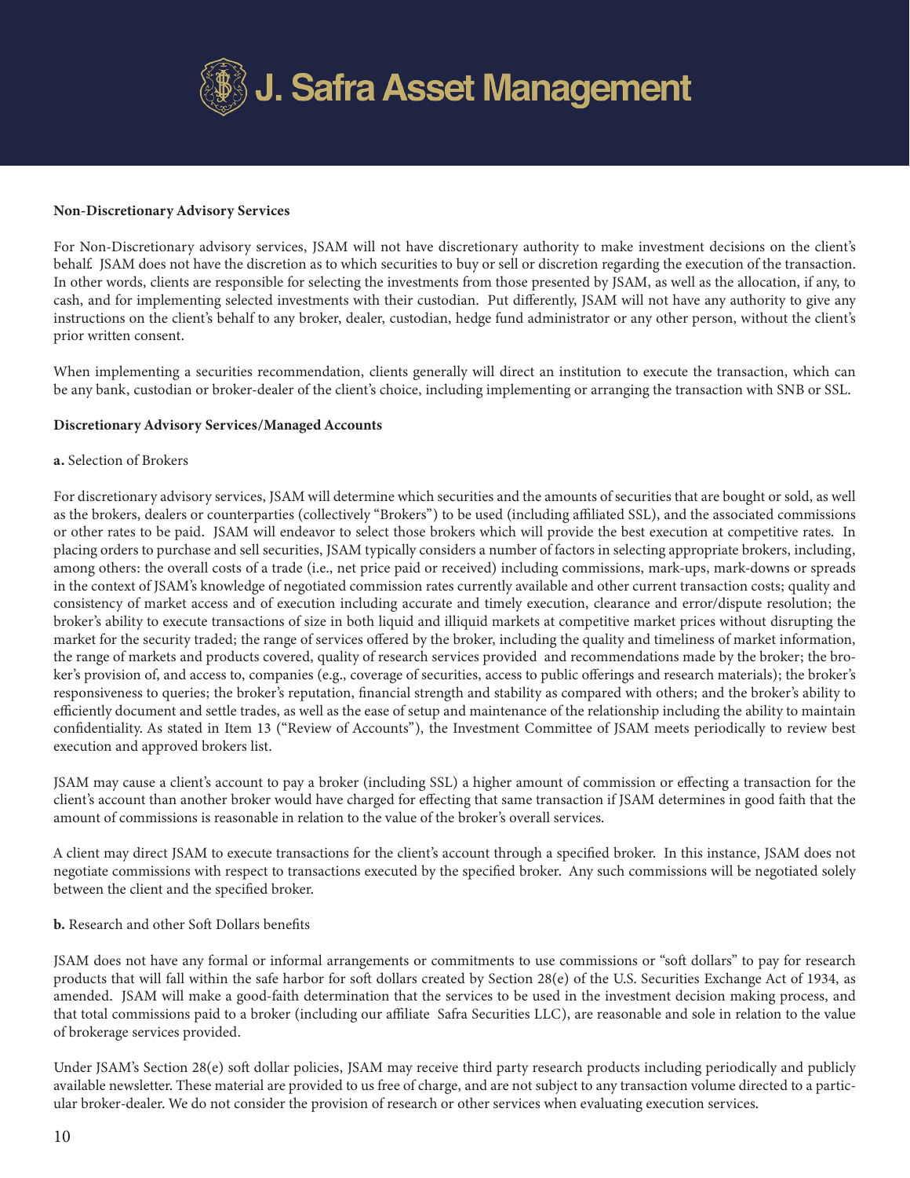**Non-Discretionary Advisory Services**

For Non-Discretionary advisory services, JSAM will not have discretionary authority to make investment decisions on the client's behalf. JSAM does not have the discretion as to which securities to buy or sell or discretion regarding the execution of the transaction. In other words, clients are responsible for selecting the investments from those presented by JSAM, as well as the allocation, if any, to cash, and for implementing selected investments with their custodian. Put differently, JSAM will not have any authority to give any instructions on the client's behalf to any broker, dealer, custodian, hedge fund administrator or any other person, without the client's prior written consent.

When implementing a securities recommendation, clients generally will direct an institution to execute the transaction, which can be any bank, custodian or broker-dealer of the client's choice, including implementing or arranging the transaction with SNB or SSL.

**Discretionary Advisory Services/Managed Accounts**

**a.** Selection of Brokers

For discretionary advisory services, JSAM will determine which securities and the amounts of securities that are bought or sold, as well as the brokers, dealers or counterparties (collectively "Brokers") to be used (including affiliated SSL), and the associated commissions or other rates to be paid. JSAM will endeavor to select those brokers which will provide the best execution at competitive rates. In placing orders to purchase and sell securities, JSAM typically considers a number of factors in selecting appropriate brokers, including, among others: the overall costs of a trade (i.e., net price paid or received) including commissions, mark-ups, mark-downs or spreads in the context of JSAM's knowledge of negotiated commission rates currently available and other current transaction costs; quality and consistency of market access and of execution including accurate and timely execution, clearance and error/dispute resolution; the broker's ability to execute transactions of size in both liquid and illiquid markets at competitive market prices without disrupting the market for the security traded; the range of services offered by the broker, including the quality and timeliness of market information, the range of markets and products covered, quality of research services provided and recommendations made by the broker; the broker's provision of, and access to, companies (e.g., coverage of securities, access to public offerings and research materials); the broker's responsiveness to queries; the broker's reputation, financial strength and stability as compared with others; and the broker's ability to efficiently document and settle trades, as well as the ease of setup and maintenance of the relationship including the ability to maintain confidentiality. As stated in Item 13 ("Review of Accounts"), the Investment Committee of JSAM meets periodically to review best execution and approved brokers list.

JSAM may cause a client's account to pay a broker (including SSL) a higher amount of commission or effecting a transaction for the client's account than another broker would have charged for effecting that same transaction if JSAM determines in good faith that the amount of commissions is reasonable in relation to the value of the broker's overall services.

A client may direct JSAM to execute transactions for the client's account through a specified broker. In this instance, JSAM does not negotiate commissions with respect to transactions executed by the specified broker. Any such commissions will be negotiated solely between the client and the specified broker.

**b.** Research and other Soft Dollars benefits

JSAM does not have any formal or informal arrangements or commitments to use commissions or "soft dollars" to pay for research products that will fall within the safe harbor for soft dollars created by Section 28(e) of the U.S. Securities Exchange Act of 1934, as amended. JSAM will make a good-faith determination that the services to be used in the investment decision making process, and that total commissions paid to a broker (including our affiliate Safra Securities LLC), are reasonable and sole in relation to the value of brokerage services provided.

Under JSAM's Section 28(e) soft dollar policies, JSAM may receive third party research products including periodically and publicly available newsletter. These material are provided to us free of charge, and are not subject to any transaction volume directed to a particular broker-dealer. We do not consider the provision of research or other services when evaluating execution services.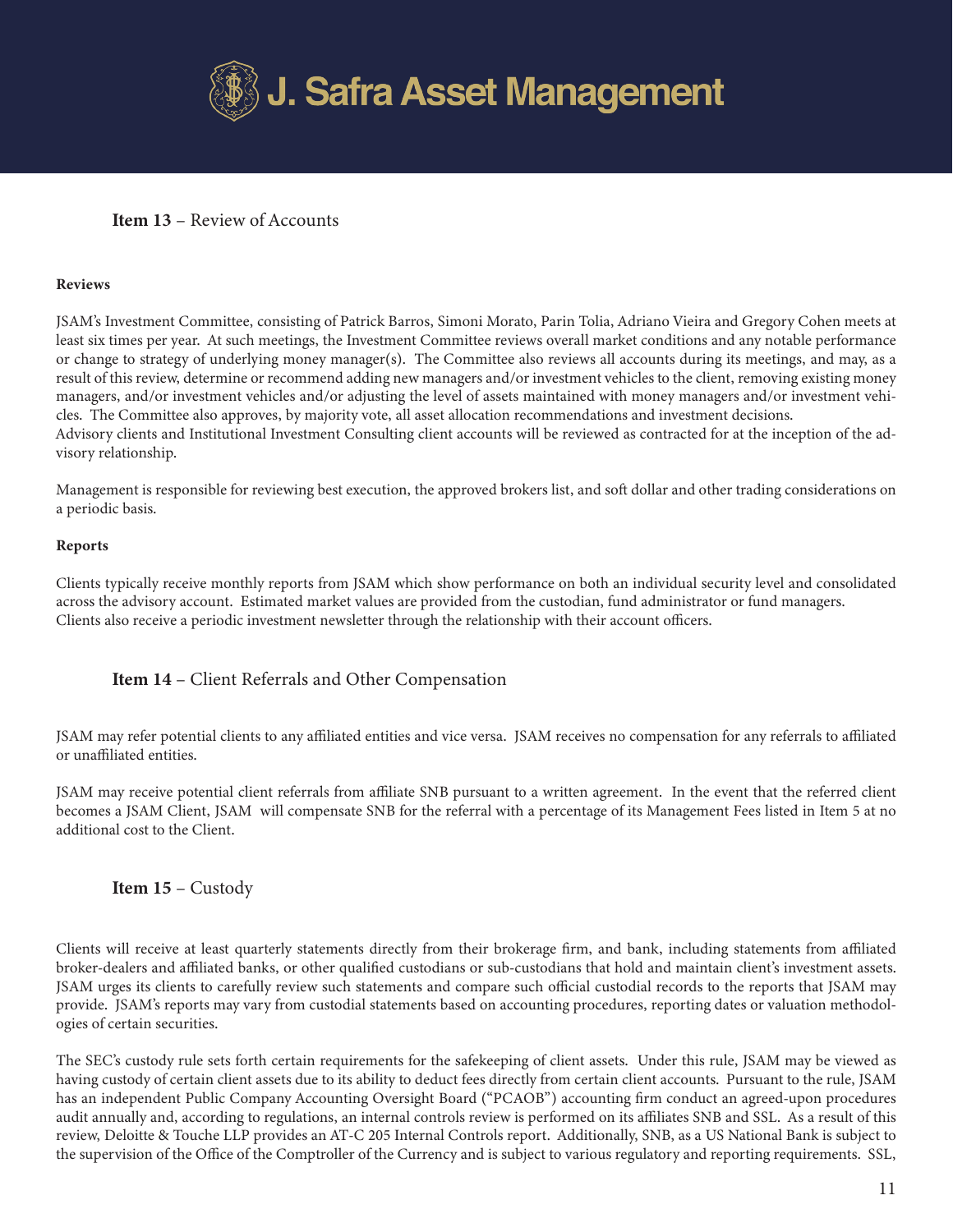## Item 13 – Review of Accounts

**Reviews**

JSAM's Investment Committee, consisting of Patrick Barros, Simoni Morato, Parin Tolia, Adriano Vieira and Gregory Cohen meets at least six times per year. At such meetings, the Investment Committee reviews overall market conditions and any notable performance or change to strategy of underlying money manager(s). The Committee also reviews all accounts during its meetings, and may, as a result of this review, determine or recommend adding new managers and/or investment vehicles to the client, removing existing money managers, and/or investment vehicles and/or adjusting the level of assets maintained with money managers and/or investment vehicles. The Committee also approves, by majority vote, all asset allocation recommendations and investment decisions.
Advisory clients and Institutional Investment Consulting client accounts will be reviewed as contracted for at the inception of the advisory relationship.

Management is responsible for reviewing best execution, the approved brokers list, and soft dollar and other trading considerations on a periodic basis.

**Reports**

Clients typically receive monthly reports from JSAM which show performance on both an individual security level and consolidated across the advisory account. Estimated market values are provided from the custodian, fund administrator or fund managers.
Clients also receive a periodic investment newsletter through the relationship with their account officers.

## Item 14 – Client Referrals and Other Compensation

JSAM may refer potential clients to any affiliated entities and vice versa. JSAM receives no compensation for any referrals to affiliated or unaffiliated entities.

JSAM may receive potential client referrals from affiliate SNB pursuant to a written agreement. In the event that the referred client becomes a JSAM Client, JSAM will compensate SNB for the referral with a percentage of its Management Fees listed in Item 5 at no additional cost to the Client.

## Item 15 – Custody

Clients will receive at least quarterly statements directly from their brokerage firm, and bank, including statements from affiliated broker-dealers and affiliated banks, or other qualified custodians or sub-custodians that hold and maintain client's investment assets. JSAM urges its clients to carefully review such statements and compare such official custodial records to the reports that JSAM may provide. JSAM's reports may vary from custodial statements based on accounting procedures, reporting dates or valuation methodologies of certain securities.

The SEC's custody rule sets forth certain requirements for the safekeeping of client assets. Under this rule, JSAM may be viewed as having custody of certain client assets due to its ability to deduct fees directly from certain client accounts. Pursuant to the rule, JSAM has an independent Public Company Accounting Oversight Board ("PCAOB") accounting firm conduct an agreed-upon procedures audit annually and, according to regulations, an internal controls review is performed on its affiliates SNB and SSL. As a result of this review, Deloitte & Touche LLP provides an AT-C 205 Internal Controls report. Additionally, SNB, as a US National Bank is subject to the supervision of the Office of the Comptroller of the Currency and is subject to various regulatory and reporting requirements. SSL,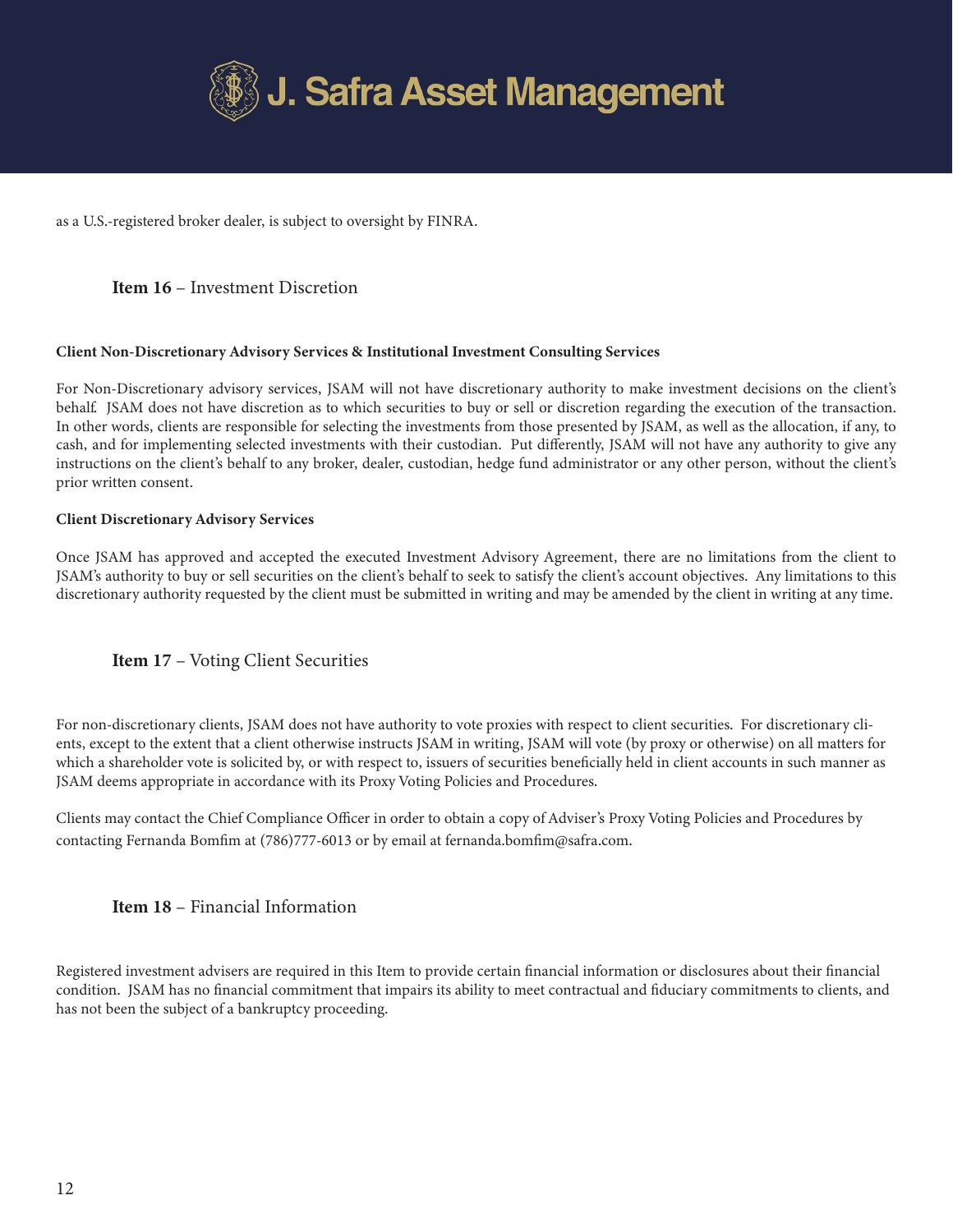as a U.S.-registered broker dealer, is subject to oversight by FINRA.

## **Item 16** – Investment Discretion

**Client Non-Discretionary Advisory Services & Institutional Investment Consulting Services**

For Non-Discretionary advisory services, JSAM will not have discretionary authority to make investment decisions on the client's behalf. JSAM does not have discretion as to which securities to buy or sell or discretion regarding the execution of the transaction. In other words, clients are responsible for selecting the investments from those presented by JSAM, as well as the allocation, if any, to cash, and for implementing selected investments with their custodian. Put differently, JSAM will not have any authority to give any instructions on the client's behalf to any broker, dealer, custodian, hedge fund administrator or any other person, without the client's prior written consent.

**Client Discretionary Advisory Services**

Once JSAM has approved and accepted the executed Investment Advisory Agreement, there are no limitations from the client to JSAM's authority to buy or sell securities on the client's behalf to seek to satisfy the client's account objectives. Any limitations to this discretionary authority requested by the client must be submitted in writing and may be amended by the client in writing at any time.

## **Item 17** – Voting Client Securities

For non-discretionary clients, JSAM does not have authority to vote proxies with respect to client securities. For discretionary clients, except to the extent that a client otherwise instructs JSAM in writing, JSAM will vote (by proxy or otherwise) on all matters for which a shareholder vote is solicited by, or with respect to, issuers of securities beneficially held in client accounts in such manner as JSAM deems appropriate in accordance with its Proxy Voting Policies and Procedures.

Clients may contact the Chief Compliance Officer in order to obtain a copy of Adviser's Proxy Voting Policies and Procedures by contacting Fernanda Bomfim at (786)777-6013 or by email at fernanda.bomfim@safra.com.

## **Item 18** – Financial Information

Registered investment advisers are required in this Item to provide certain financial information or disclosures about their financial condition. JSAM has no financial commitment that impairs its ability to meet contractual and fiduciary commitments to clients, and has not been the subject of a bankruptcy proceeding.